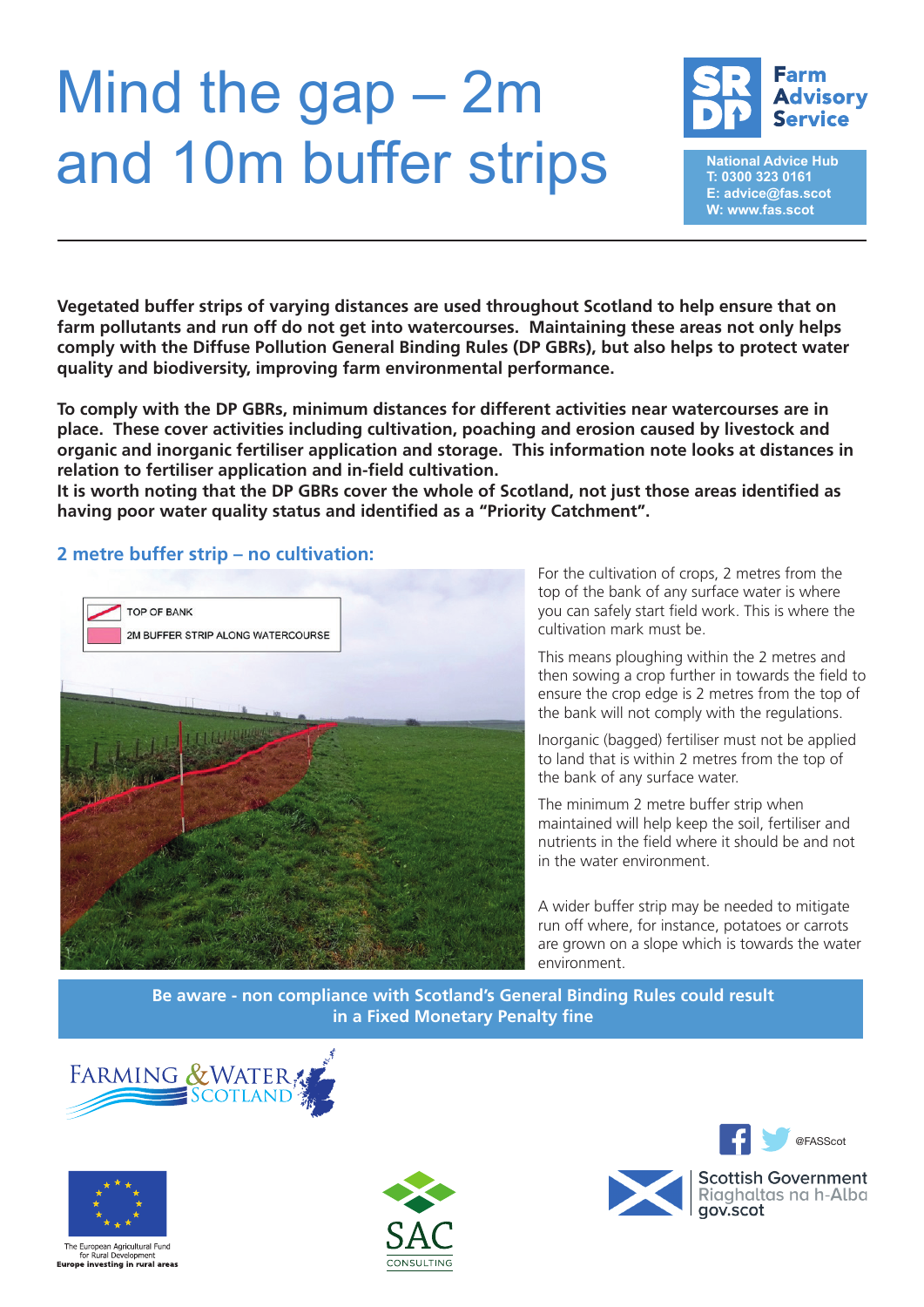# Mind the gap – 2m and 10m buffer strips

**Farm Advisory Service**

**National Advice Hub**
**T: 0300 323 0161**
**E: advice@fas.scot**
**W: www.fas.scot**

---

**Vegetated buffer strips of varying distances are used throughout Scotland to help ensure that on farm pollutants and run off do not get into watercourses. Maintaining these areas not only helps comply with the Diffuse Pollution General Binding Rules (DP GBRs), but also helps to protect water quality and biodiversity, improving farm environmental performance.**

**To comply with the DP GBRs, minimum distances for different activities near watercourses are in place. These cover activities including cultivation, poaching and erosion caused by livestock and organic and inorganic fertiliser application and storage. This information note looks at distances in relation to fertiliser application and in-field cultivation.**
**It is worth noting that the DP GBRs cover the whole of Scotland, not just those areas identified as having poor water quality status and identified as a "Priority Catchment".**

## 2 metre buffer strip – no cultivation:

TOP OF BANK
2M BUFFER STRIP ALONG WATERCOURSE

For the cultivation of crops, 2 metres from the top of the bank of any surface water is where you can safely start field work. This is where the cultivation mark must be.

This means ploughing within the 2 metres and then sowing a crop further in towards the field to ensure the crop edge is 2 metres from the top of the bank will not comply with the regulations.

Inorganic (bagged) fertiliser must not be applied to land that is within 2 metres from the top of the bank of any surface water.

The minimum 2 metre buffer strip when maintained will help keep the soil, fertiliser and nutrients in the field where it should be and not in the water environment.

A wider buffer strip may be needed to mitigate run off where, for instance, potatoes or carrots are grown on a slope which is towards the water environment.

**Be aware - non compliance with Scotland's General Binding Rules could result in a Fixed Monetary Penalty fine**

Farming & Water Scotland

@FASScot

The European Agricultural Fund for Rural Development
Europe investing in rural areas

SAC Consulting

Scottish Government
Riaghaltas na h-Alba
gov.scot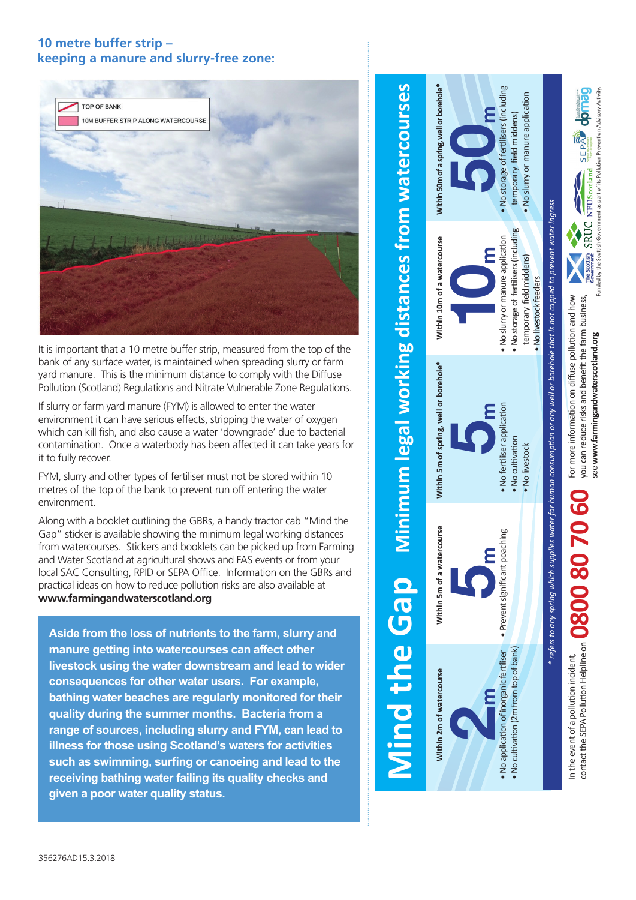## 10 metre buffer strip – keeping a manure and slurry-free zone:

TOP OF BANK

10M BUFFER STRIP ALONG WATERCOURSE

It is important that a 10 metre buffer strip, measured from the top of the bank of any surface water, is maintained when spreading slurry or farm yard manure. This is the minimum distance to comply with the Diffuse Pollution (Scotland) Regulations and Nitrate Vulnerable Zone Regulations.

If slurry or farm yard manure (FYM) is allowed to enter the water environment it can have serious effects, stripping the water of oxygen which can kill fish, and also cause a water 'downgrade' due to bacterial contamination. Once a waterbody has been affected it can take years for it to fully recover.

FYM, slurry and other types of fertiliser must not be stored within 10 metres of the top of the bank to prevent run off entering the water environment.

Along with a booklet outlining the GBRs, a handy tractor cab "Mind the Gap" sticker is available showing the minimum legal working distances from watercourses. Stickers and booklets can be picked up from Farming and Water Scotland at agricultural shows and FAS events or from your local SAC Consulting, RPID or SEPA Office. Information on the GBRs and practical ideas on how to reduce pollution risks are also available at **www.farmingandwaterscotland.org**

**Aside from the loss of nutrients to the farm, slurry and manure getting into watercourses can affect other livestock using the water downstream and lead to wider consequences for other water users. For example, bathing water beaches are regularly monitored for their quality during the summer months. Bacteria from a range of sources, including slurry and FYM, can lead to illness for those using Scotland's waters for activities such as swimming, surfing or canoeing and lead to the receiving bathing water failing its quality checks and given a poor water quality status.**

# Mind the Gap Minimum legal working distances from watercourses

**Within 2m of a watercourse**

**2m**

- No application of inorganic fertiliser
- No cultivation (2m from top of bank)

**Within 5m of a watercourse**

**5m**

- Prevent significant poaching

**Within 5m of spring, well or borehole***

**5m**

- No fertiliser application
- No cultivation
- No livestock

**Within 10m of a watercourse**

**10m**

- No slurry or manure application
- No storage of fertilisers (including temporary field middens)
- No livestock feeders

**Within 50m of a spring, well or borehole***

**50m**

- No storage of fertilisers (including temporary field middens)
- No slurry or manure application

*\* refers to any spring which supplies water for human consumption or any well or borehole that is not capped to prevent water ingress*

In the event of a pollution incident, contact the SEPA Pollution Helpline on **0800 80 70 60**

For more information on diffuse pollution and how you can reduce risks and benefit the farm business, see **www.farmingandwaterscotland.org**

The Scottish Government · SRUC · NFUScotland · SEPA · dpmag

Funded by the Scottish Government as part of its Pollution Prevention Advisory Activity.

356276AD15.3.2018